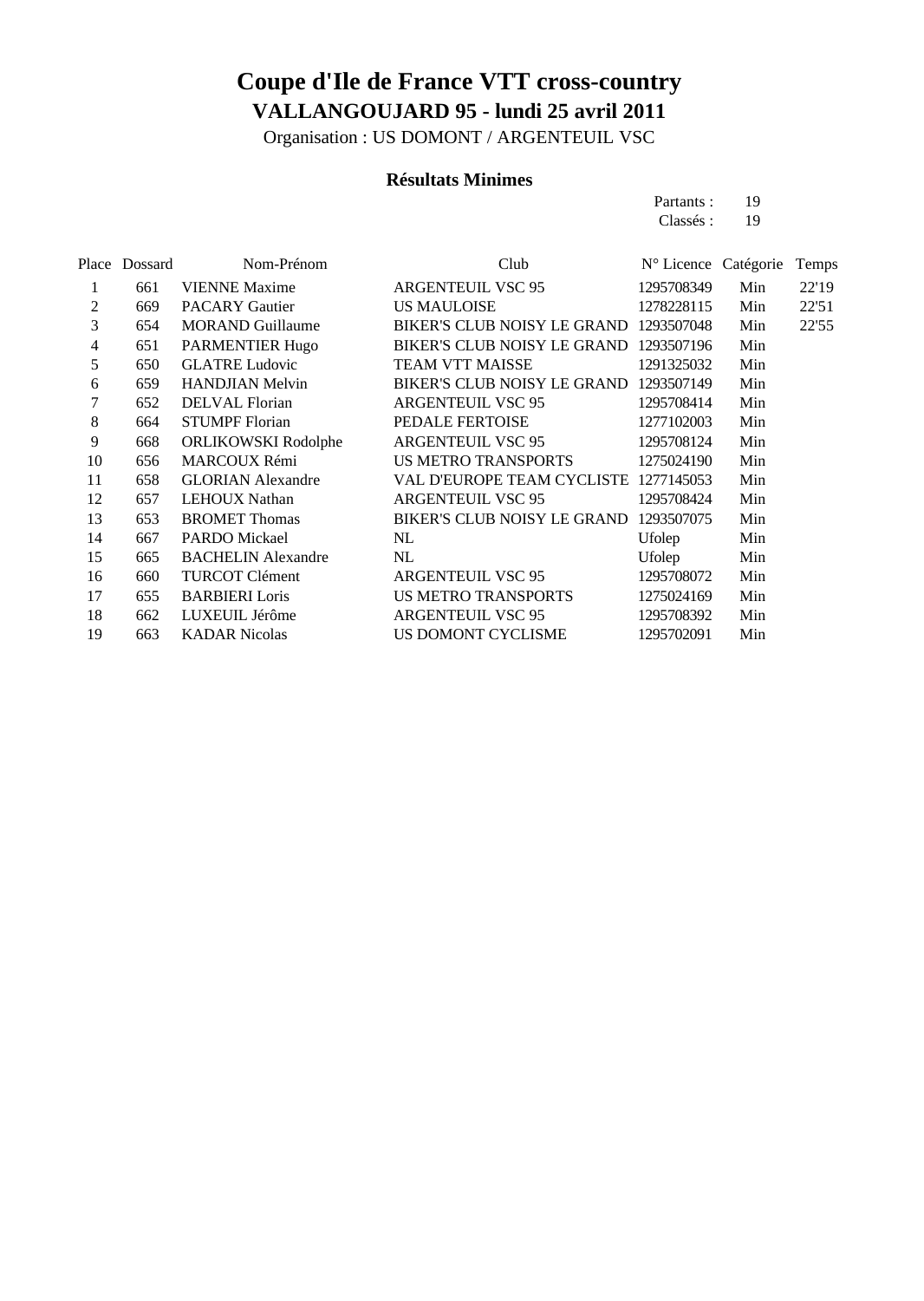# Coupe d'Ile de France VTT cross-country

## VALLANGOUJARD 95 - lundi 25 avril 2011

Organisation : US DOMONT / ARGENTEUIL VSC

### Résultats Minimes

Partants : 19
Classés : 19

| Place | Dossard | Nom-Prénom | Club | N° Licence | Catégorie | Temps |
|---|---|---|---|---|---|---|
| 1 | 661 | VIENNE Maxime | ARGENTEUIL VSC 95 | 1295708349 | Min | 22'19 |
| 2 | 669 | PACARY Gautier | US MAULOISE | 1278228115 | Min | 22'51 |
| 3 | 654 | MORAND Guillaume | BIKER'S CLUB NOISY LE GRAND | 1293507048 | Min | 22'55 |
| 4 | 651 | PARMENTIER Hugo | BIKER'S CLUB NOISY LE GRAND | 1293507196 | Min | |
| 5 | 650 | GLATRE Ludovic | TEAM VTT MAISSE | 1291325032 | Min | |
| 6 | 659 | HANDJIAN Melvin | BIKER'S CLUB NOISY LE GRAND | 1293507149 | Min | |
| 7 | 652 | DELVAL Florian | ARGENTEUIL VSC 95 | 1295708414 | Min | |
| 8 | 664 | STUMPF Florian | PEDALE FERTOISE | 1277102003 | Min | |
| 9 | 668 | ORLIKOWSKI Rodolphe | ARGENTEUIL VSC 95 | 1295708124 | Min | |
| 10 | 656 | MARCOUX Rémi | US METRO TRANSPORTS | 1275024190 | Min | |
| 11 | 658 | GLORIAN Alexandre | VAL D'EUROPE TEAM CYCLISTE | 1277145053 | Min | |
| 12 | 657 | LEHOUX Nathan | ARGENTEUIL VSC 95 | 1295708424 | Min | |
| 13 | 653 | BROMET Thomas | BIKER'S CLUB NOISY LE GRAND | 1293507075 | Min | |
| 14 | 667 | PARDO Mickael | NL | Ufolep | Min | |
| 15 | 665 | BACHELIN Alexandre | NL | Ufolep | Min | |
| 16 | 660 | TURCOT Clément | ARGENTEUIL VSC 95 | 1295708072 | Min | |
| 17 | 655 | BARBIERI Loris | US METRO TRANSPORTS | 1275024169 | Min | |
| 18 | 662 | LUXEUIL Jérôme | ARGENTEUIL VSC 95 | 1295708392 | Min | |
| 19 | 663 | KADAR Nicolas | US DOMONT CYCLISME | 1295702091 | Min | |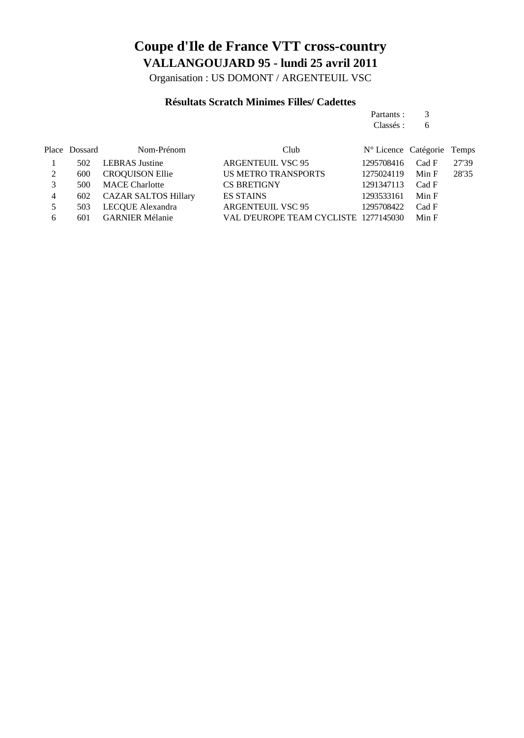# Coupe d'Ile de France VTT cross-country

## VALLANGOUJARD 95 - lundi 25 avril 2011

Organisation : US DOMONT / ARGENTEUIL VSC

### Résultats Scratch Minimes Filles/ Cadettes

Partants : 3
Classés : 6

| Place | Dossard | Nom-Prénom | Club | N° Licence | Catégorie | Temps |
|---|---|---|---|---|---|---|
| 1 | 502 | LEBRAS Justine | ARGENTEUIL VSC 95 | 1295708416 | Cad F | 27'39 |
| 2 | 600 | CROQUISON Ellie | US METRO TRANSPORTS | 1275024119 | Min F | 28'35 |
| 3 | 500 | MACE Charlotte | CS BRETIGNY | 1291347113 | Cad F | |
| 4 | 602 | CAZAR SALTOS Hillary | ES STAINS | 1293533161 | Min F | |
| 5 | 503 | LECQUE Alexandra | ARGENTEUIL VSC 95 | 1295708422 | Cad F | |
| 6 | 601 | GARNIER Mélanie | VAL D'EUROPE TEAM CYCLISTE | 1277145030 | Min F | |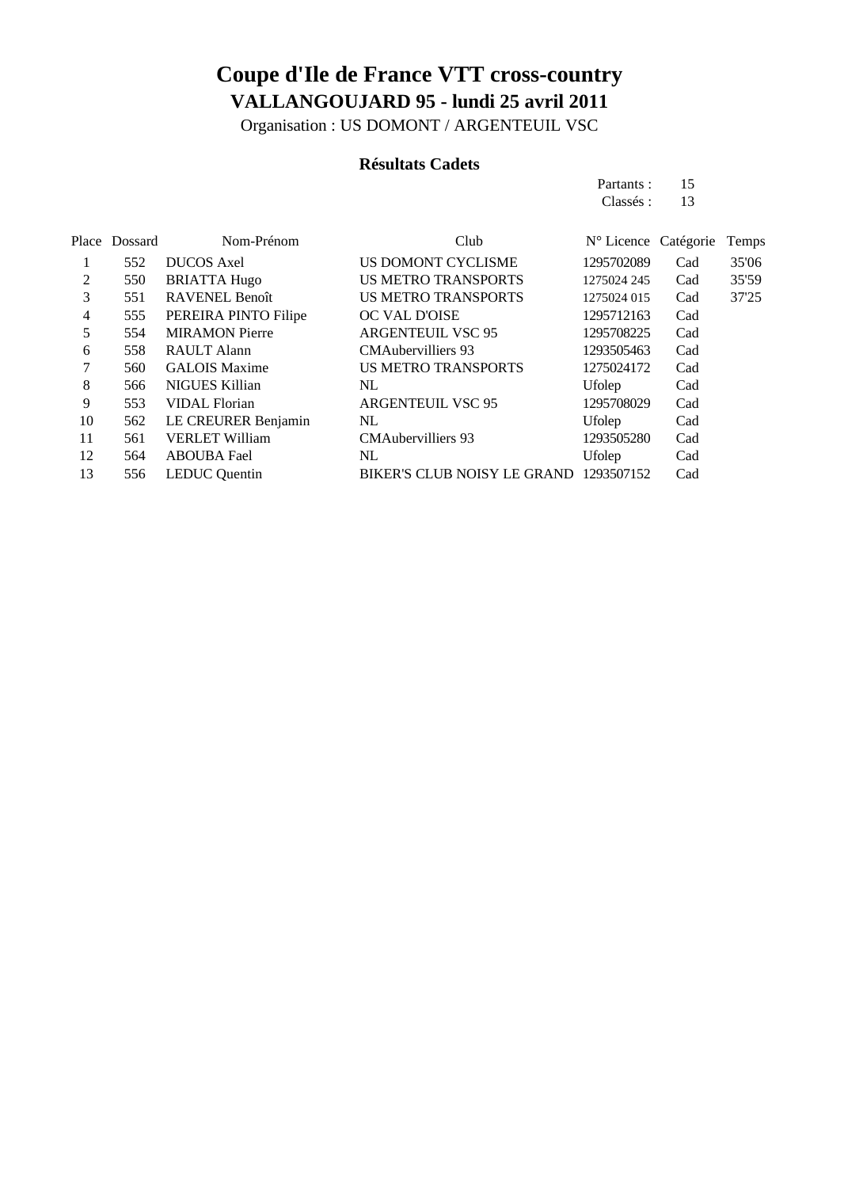# Coupe d'Ile de France VTT cross-country

## VALLANGOUJARD 95 - lundi 25 avril 2011

Organisation : US DOMONT / ARGENTEUIL VSC

### Résultats Cadets

Partants : 15
Classés : 13

| Place | Dossard | Nom-Prénom | Club | N° Licence | Catégorie | Temps |
|---|---|---|---|---|---|---|
| 1 | 552 | DUCOS Axel | US DOMONT CYCLISME | 1295702089 | Cad | 35'06 |
| 2 | 550 | BRIATTA Hugo | US METRO TRANSPORTS | 1275024 245 | Cad | 35'59 |
| 3 | 551 | RAVENEL Benoît | US METRO TRANSPORTS | 1275024 015 | Cad | 37'25 |
| 4 | 555 | PEREIRA PINTO Filipe | OC VAL D'OISE | 1295712163 | Cad | |
| 5 | 554 | MIRAMON Pierre | ARGENTEUIL VSC 95 | 1295708225 | Cad | |
| 6 | 558 | RAULT Alann | CMAubervilliers 93 | 1293505463 | Cad | |
| 7 | 560 | GALOIS Maxime | US METRO TRANSPORTS | 1275024172 | Cad | |
| 8 | 566 | NIGUES Killian | NL | Ufolep | Cad | |
| 9 | 553 | VIDAL Florian | ARGENTEUIL VSC 95 | 1295708029 | Cad | |
| 10 | 562 | LE CREURER Benjamin | NL | Ufolep | Cad | |
| 11 | 561 | VERLET William | CMAubervilliers 93 | 1293505280 | Cad | |
| 12 | 564 | ABOUBA Fael | NL | Ufolep | Cad | |
| 13 | 556 | LEDUC Quentin | BIKER'S CLUB NOISY LE GRAND | 1293507152 | Cad | |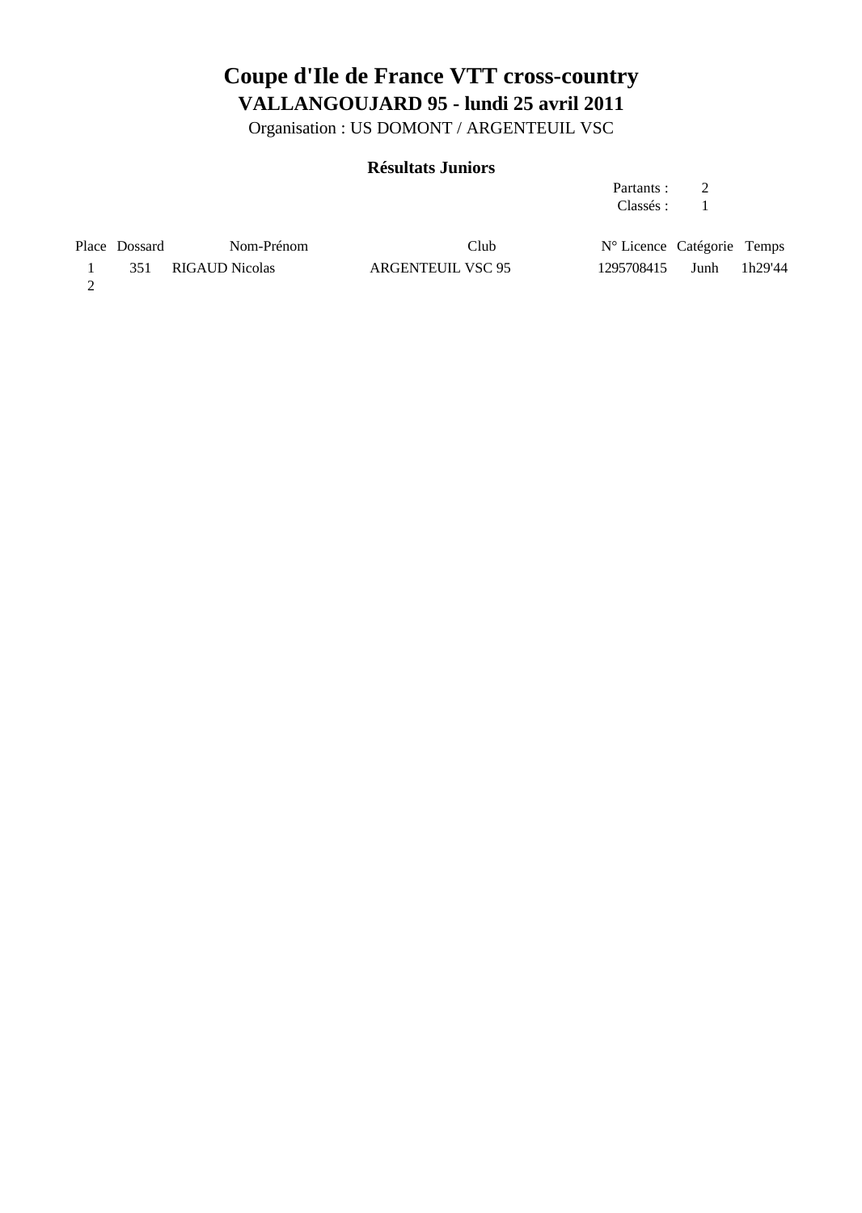# Coupe d'Ile de France VTT cross-country

## VALLANGOUJARD 95 - lundi 25 avril 2011

Organisation : US DOMONT / ARGENTEUIL VSC

### Résultats Juniors

Partants : 2

Classés : 1

| Place | Dossard | Nom-Prénom | Club | N° Licence | Catégorie | Temps |
|---|---|---|---|---|---|---|
| 1 | 351 | RIGAUD Nicolas | ARGENTEUIL VSC 95 | 1295708415 | Junh | 1h29'44 |
| 2 | | | | | | |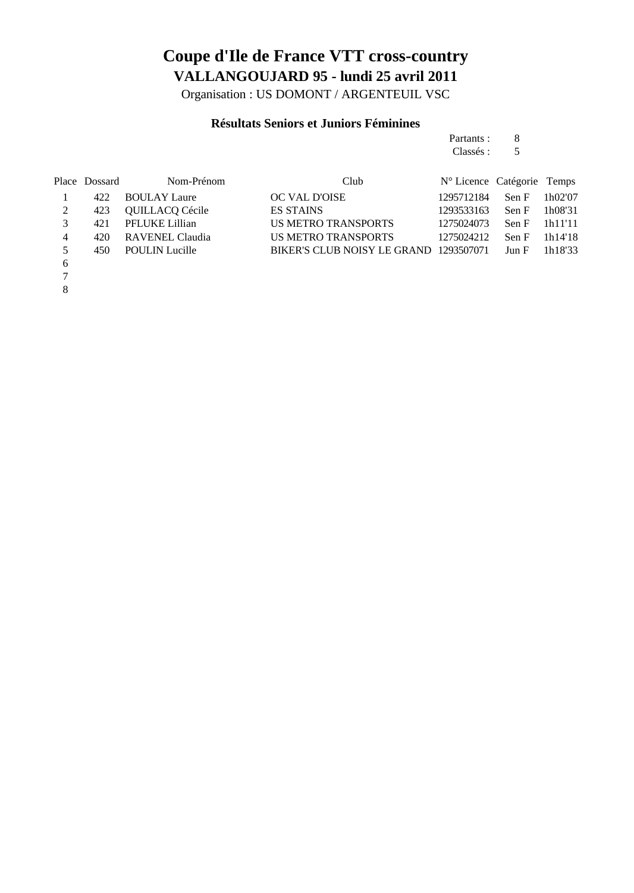# Coupe d'Ile de France VTT cross-country

## VALLANGOUJARD 95 - lundi 25 avril 2011

Organisation : US DOMONT / ARGENTEUIL VSC

### Résultats Seniors et Juniors Féminines

Partants : 8
Classés : 5

| Place | Dossard | Nom-Prénom | Club | N° Licence | Catégorie | Temps |
|---|---|---|---|---|---|---|
| 1 | 422 | BOULAY Laure | OC VAL D'OISE | 1295712184 | Sen F | 1h02'07 |
| 2 | 423 | QUILLACQ Cécile | ES STAINS | 1293533163 | Sen F | 1h08'31 |
| 3 | 421 | PFLUKE Lillian | US METRO TRANSPORTS | 1275024073 | Sen F | 1h11'11 |
| 4 | 420 | RAVENEL Claudia | US METRO TRANSPORTS | 1275024212 | Sen F | 1h14'18 |
| 5 | 450 | POULIN Lucille | BIKER'S CLUB NOISY LE GRAND | 1293507071 | Jun F | 1h18'33 |
| 6 | | | | | | |
| 7 | | | | | | |
| 8 | | | | | | |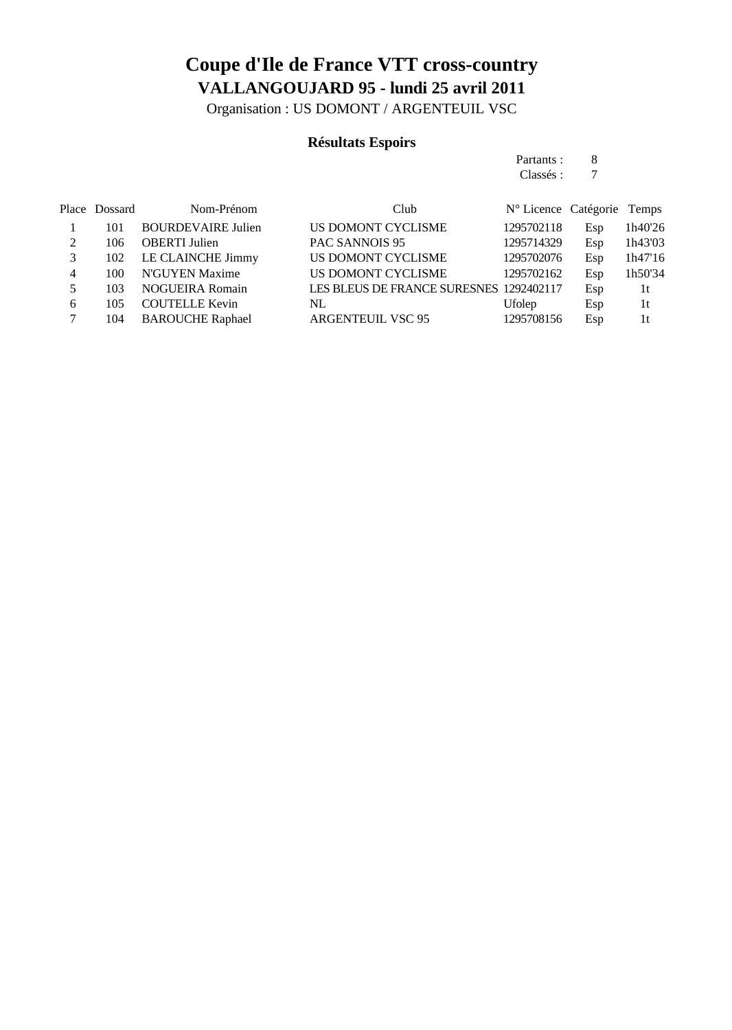# Coupe d'Ile de France VTT cross-country

## VALLANGOUJARD 95 - lundi 25 avril 2011

Organisation : US DOMONT / ARGENTEUIL VSC

### Résultats Espoirs

Partants : 8
Classés : 7

| Place | Dossard | Nom-Prénom | Club | N° Licence | Catégorie | Temps |
|---|---|---|---|---|---|---|
| 1 | 101 | BOURDEVAIRE Julien | US DOMONT CYCLISME | 1295702118 | Esp | 1h40'26 |
| 2 | 106 | OBERTI Julien | PAC SANNOIS 95 | 1295714329 | Esp | 1h43'03 |
| 3 | 102 | LE CLAINCHE Jimmy | US DOMONT CYCLISME | 1295702076 | Esp | 1h47'16 |
| 4 | 100 | N'GUYEN Maxime | US DOMONT CYCLISME | 1295702162 | Esp | 1h50'34 |
| 5 | 103 | NOGUEIRA Romain | LES BLEUS DE FRANCE SURESNES | 1292402117 | Esp | 1t |
| 6 | 105 | COUTELLE Kevin | NL | Ufolep | Esp | 1t |
| 7 | 104 | BAROUCHE Raphael | ARGENTEUIL VSC 95 | 1295708156 | Esp | 1t |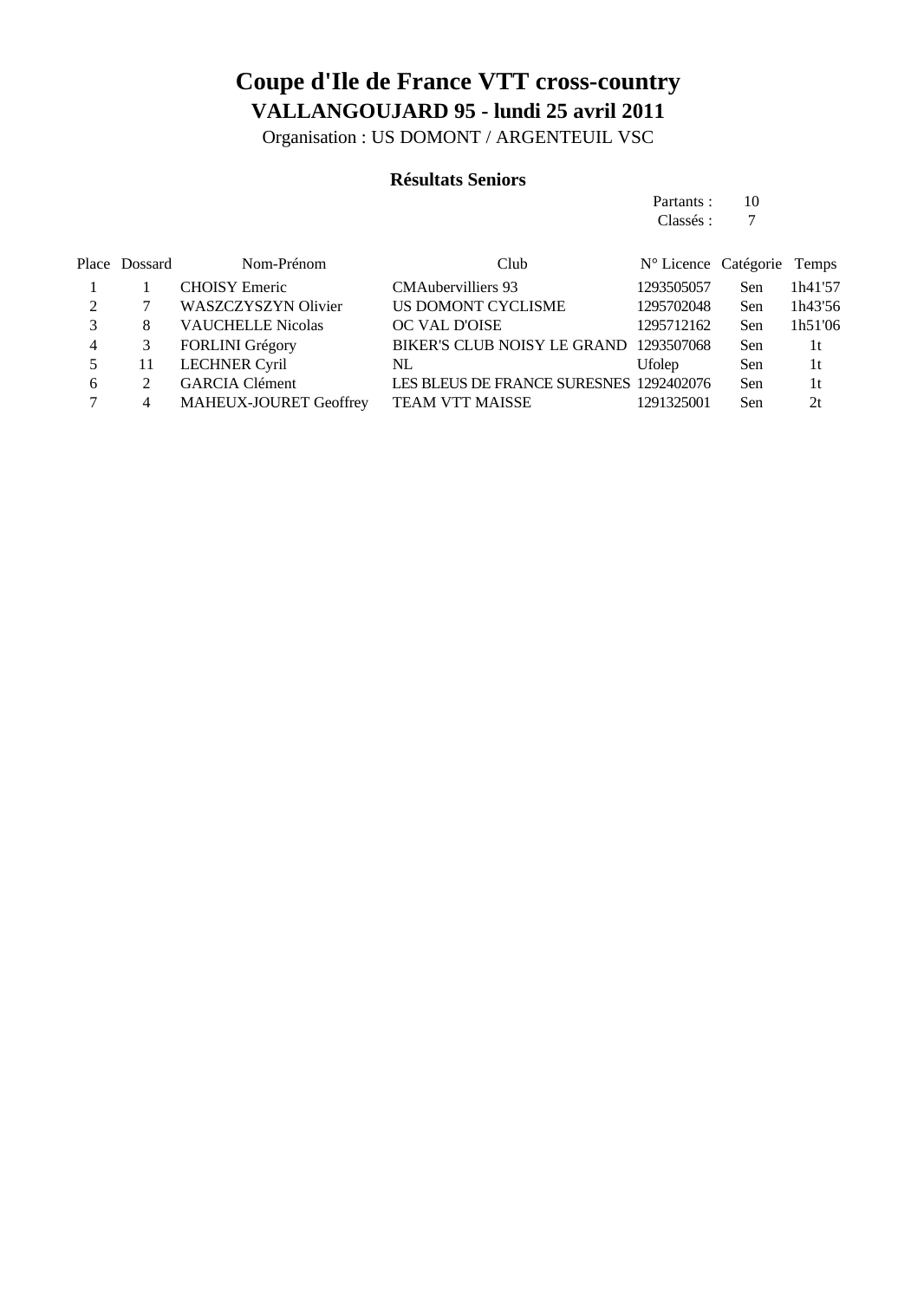# Coupe d'Ile de France VTT cross-country

## VALLANGOUJARD 95 - lundi 25 avril 2011

Organisation : US DOMONT / ARGENTEUIL VSC

### Résultats Seniors

Partants : 10
Classés : 7

| Place | Dossard | Nom-Prénom | Club | N° Licence | Catégorie | Temps |
|---|---|---|---|---|---|---|
| 1 | 1 | CHOISY Emeric | CMAubervilliers 93 | 1293505057 | Sen | 1h41'57 |
| 2 | 7 | WASZCZYSZYN Olivier | US DOMONT CYCLISME | 1295702048 | Sen | 1h43'56 |
| 3 | 8 | VAUCHELLE Nicolas | OC VAL D'OISE | 1295712162 | Sen | 1h51'06 |
| 4 | 3 | FORLINI Grégory | BIKER'S CLUB NOISY LE GRAND | 1293507068 | Sen | 1t |
| 5 | 11 | LECHNER Cyril | NL | Ufolep | Sen | 1t |
| 6 | 2 | GARCIA Clément | LES BLEUS DE FRANCE SURESNES | 1292402076 | Sen | 1t |
| 7 | 4 | MAHEUX-JOURET Geoffrey | TEAM VTT MAISSE | 1291325001 | Sen | 2t |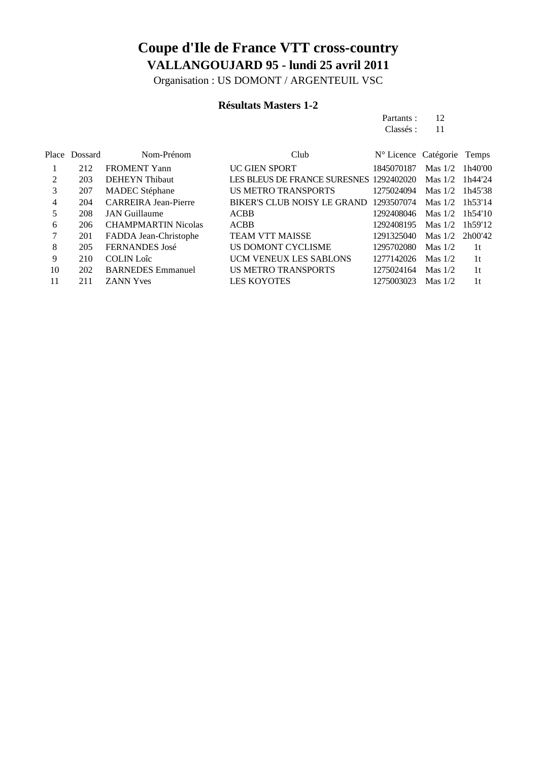# Coupe d'Ile de France VTT cross-country

## VALLANGOUJARD 95 - lundi 25 avril 2011

Organisation : US DOMONT / ARGENTEUIL VSC

### Résultats Masters 1-2

Partants : 12
Classés : 11

| Place | Dossard | Nom-Prénom | Club | N° Licence | Catégorie | Temps |
|---|---|---|---|---|---|---|
| 1 | 212 | FROMENT Yann | UC GIEN SPORT | 1845070187 | Mas 1/2 | 1h40'00 |
| 2 | 203 | DEHEYN Thibaut | LES BLEUS DE FRANCE SURESNES | 1292402020 | Mas 1/2 | 1h44'24 |
| 3 | 207 | MADEC Stéphane | US METRO TRANSPORTS | 1275024094 | Mas 1/2 | 1h45'38 |
| 4 | 204 | CARREIRA Jean-Pierre | BIKER'S CLUB NOISY LE GRAND | 1293507074 | Mas 1/2 | 1h53'14 |
| 5 | 208 | JAN Guillaume | ACBB | 1292408046 | Mas 1/2 | 1h54'10 |
| 6 | 206 | CHAMPMARTIN Nicolas | ACBB | 1292408195 | Mas 1/2 | 1h59'12 |
| 7 | 201 | FADDA Jean-Christophe | TEAM VTT MAISSE | 1291325040 | Mas 1/2 | 2h00'42 |
| 8 | 205 | FERNANDES José | US DOMONT CYCLISME | 1295702080 | Mas 1/2 | 1t |
| 9 | 210 | COLIN Loîc | UCM VENEUX LES SABLONS | 1277142026 | Mas 1/2 | 1t |
| 10 | 202 | BARNEDES Emmanuel | US METRO TRANSPORTS | 1275024164 | Mas 1/2 | 1t |
| 11 | 211 | ZANN Yves | LES KOYOTES | 1275003023 | Mas 1/2 | 1t |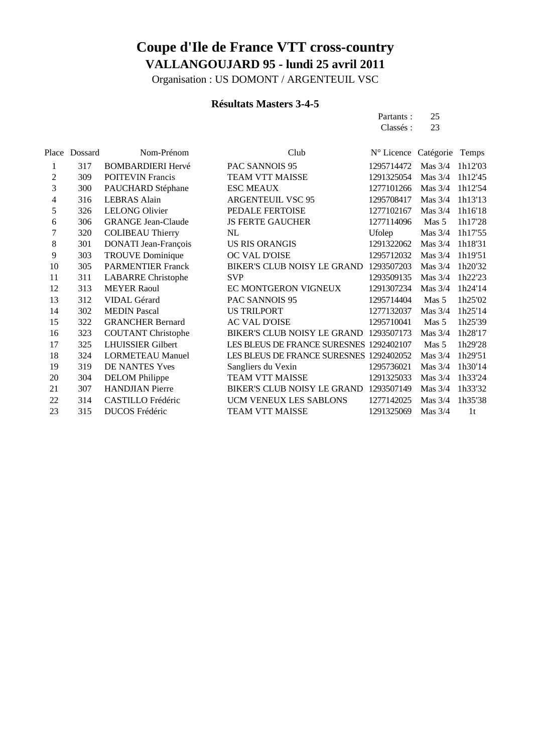# Coupe d'Ile de France VTT cross-country

## VALLANGOUJARD 95 - lundi 25 avril 2011

Organisation : US DOMONT / ARGENTEUIL VSC

### Résultats Masters 3-4-5

Partants : 25
Classés : 23

| Place | Dossard | Nom-Prénom | Club | N° Licence | Catégorie | Temps |
|---|---|---|---|---|---|---|
| 1 | 317 | BOMBARDIERI Hervé | PAC SANNOIS 95 | 1295714472 | Mas 3/4 | 1h12'03 |
| 2 | 309 | POITEVIN Francis | TEAM VTT MAISSE | 1291325054 | Mas 3/4 | 1h12'45 |
| 3 | 300 | PAUCHARD Stéphane | ESC MEAUX | 1277101266 | Mas 3/4 | 1h12'54 |
| 4 | 316 | LEBRAS Alain | ARGENTEUIL VSC 95 | 1295708417 | Mas 3/4 | 1h13'13 |
| 5 | 326 | LELONG Olivier | PEDALE FERTOISE | 1277102167 | Mas 3/4 | 1h16'18 |
| 6 | 306 | GRANGE Jean-Claude | JS FERTE GAUCHER | 1277114096 | Mas 5 | 1h17'28 |
| 7 | 320 | COLIBEAU Thierry | NL | Ufolep | Mas 3/4 | 1h17'55 |
| 8 | 301 | DONATI Jean-François | US RIS ORANGIS | 1291322062 | Mas 3/4 | 1h18'31 |
| 9 | 303 | TROUVE Dominique | OC VAL D'OISE | 1295712032 | Mas 3/4 | 1h19'51 |
| 10 | 305 | PARMENTIER Franck | BIKER'S CLUB NOISY LE GRAND | 1293507203 | Mas 3/4 | 1h20'32 |
| 11 | 311 | LABARRE Christophe | SVP | 1293509135 | Mas 3/4 | 1h22'23 |
| 12 | 313 | MEYER Raoul | EC MONTGERON VIGNEUX | 1291307234 | Mas 3/4 | 1h24'14 |
| 13 | 312 | VIDAL Gérard | PAC SANNOIS 95 | 1295714404 | Mas 5 | 1h25'02 |
| 14 | 302 | MEDIN Pascal | US TRILPORT | 1277132037 | Mas 3/4 | 1h25'14 |
| 15 | 322 | GRANCHER Bernard | AC VAL D'OISE | 1295710041 | Mas 5 | 1h25'39 |
| 16 | 323 | COUTANT Christophe | BIKER'S CLUB NOISY LE GRAND | 1293507173 | Mas 3/4 | 1h28'17 |
| 17 | 325 | LHUISSIER Gilbert | LES BLEUS DE FRANCE SURESNES | 1292402107 | Mas 5 | 1h29'28 |
| 18 | 324 | LORMETEAU Manuel | LES BLEUS DE FRANCE SURESNES | 1292402052 | Mas 3/4 | 1h29'51 |
| 19 | 319 | DE NANTES Yves | Sangliers du Vexin | 1295736021 | Mas 3/4 | 1h30'14 |
| 20 | 304 | DELOM Philippe | TEAM VTT MAISSE | 1291325033 | Mas 3/4 | 1h33'24 |
| 21 | 307 | HANDJIAN Pierre | BIKER'S CLUB NOISY LE GRAND | 1293507149 | Mas 3/4 | 1h33'32 |
| 22 | 314 | CASTILLO Frédéric | UCM VENEUX LES SABLONS | 1277142025 | Mas 3/4 | 1h35'38 |
| 23 | 315 | DUCOS Frédéric | TEAM VTT MAISSE | 1291325069 | Mas 3/4 | 1t |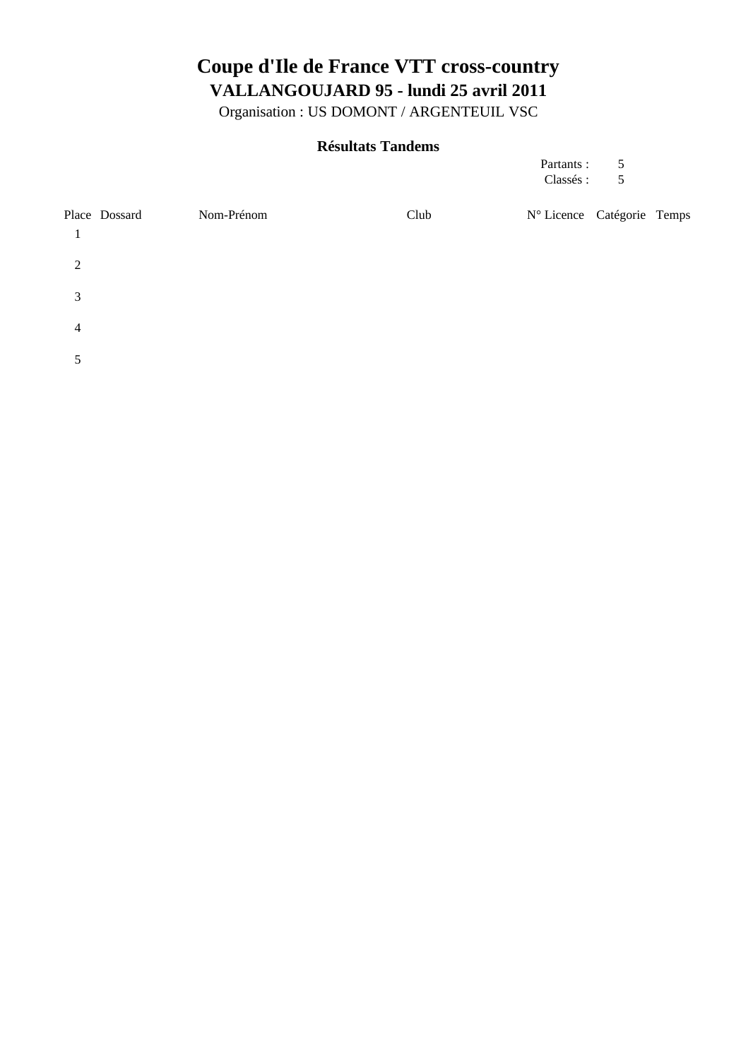# Coupe d'Ile de France VTT cross-country

## VALLANGOUJARD 95 - lundi 25 avril 2011

Organisation : US DOMONT / ARGENTEUIL VSC

### Résultats Tandems

Partants : 5
Classés : 5

| Place | Dossard | Nom-Prénom | Club | N° Licence | Catégorie | Temps |
|---|---|---|---|---|---|---|
| 1 | | | | | | |
| 2 | | | | | | |
| 3 | | | | | | |
| 4 | | | | | | |
| 5 | | | | | | |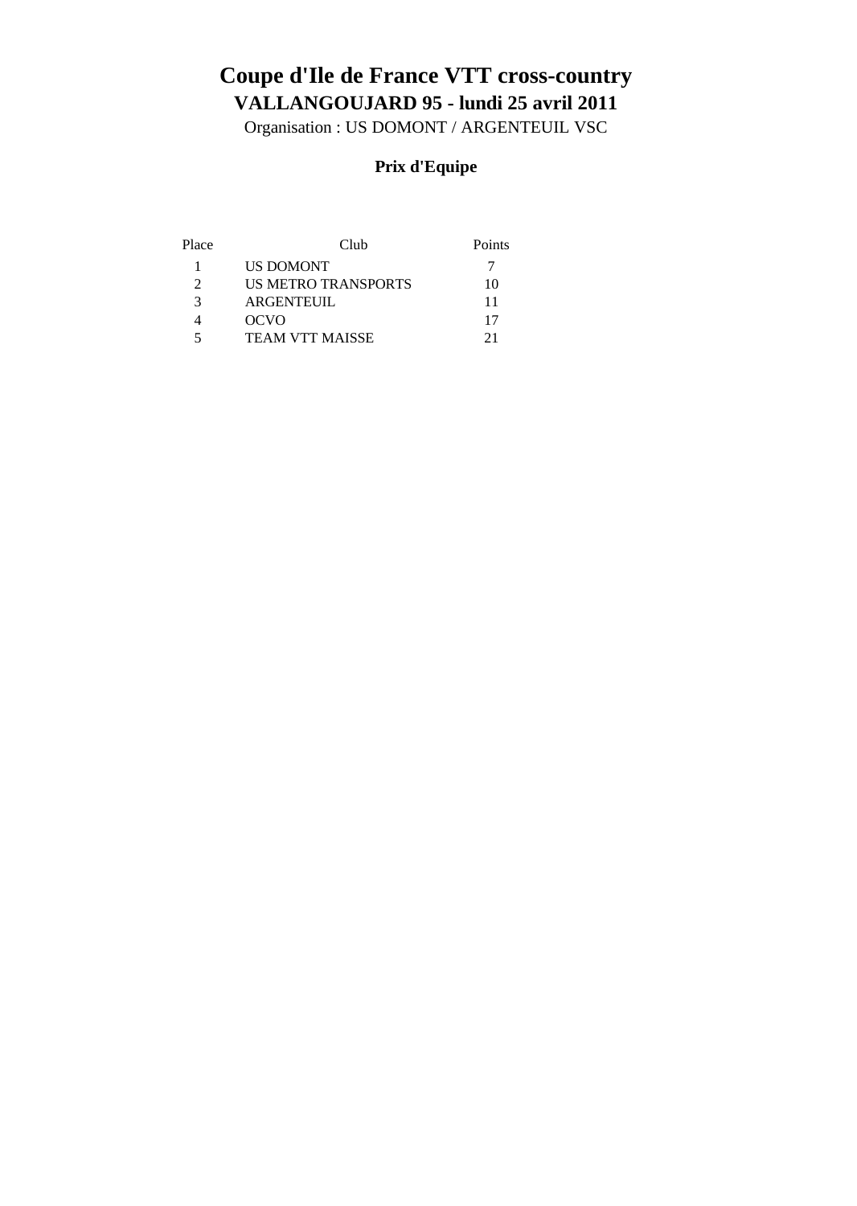# Coupe d'Ile de France VTT cross-country

## VALLANGOUJARD 95 - lundi 25 avril 2011

Organisation : US DOMONT / ARGENTEUIL VSC

### Prix d'Equipe

| Place | Club | Points |
|---|---|---|
| 1 | US DOMONT | 7 |
| 2 | US METRO TRANSPORTS | 10 |
| 3 | ARGENTEUIL | 11 |
| 4 | OCVO | 17 |
| 5 | TEAM VTT MAISSE | 21 |